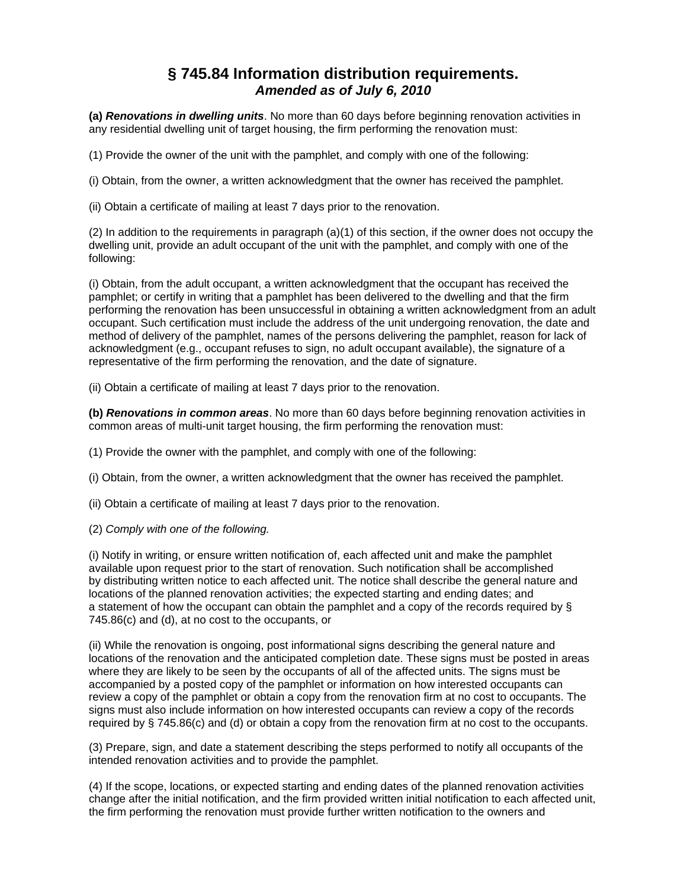# § 745.84 Information distribution requirements.
### *Amended as of July 6, 2010*

**(a)** ***Renovations in dwelling units***. No more than 60 days before beginning renovation activities in any residential dwelling unit of target housing, the firm performing the renovation must:

(1) Provide the owner of the unit with the pamphlet, and comply with one of the following:

(i) Obtain, from the owner, a written acknowledgment that the owner has received the pamphlet.

(ii) Obtain a certificate of mailing at least 7 days prior to the renovation.

(2) In addition to the requirements in paragraph (a)(1) of this section, if the owner does not occupy the dwelling unit, provide an adult occupant of the unit with the pamphlet, and comply with one of the following:

(i) Obtain, from the adult occupant, a written acknowledgment that the occupant has received the pamphlet; or certify in writing that a pamphlet has been delivered to the dwelling and that the firm performing the renovation has been unsuccessful in obtaining a written acknowledgment from an adult occupant. Such certification must include the address of the unit undergoing renovation, the date and method of delivery of the pamphlet, names of the persons delivering the pamphlet, reason for lack of acknowledgment (e.g., occupant refuses to sign, no adult occupant available), the signature of a representative of the firm performing the renovation, and the date of signature.

(ii) Obtain a certificate of mailing at least 7 days prior to the renovation.

**(b)** ***Renovations in common areas***. No more than 60 days before beginning renovation activities in common areas of multi-unit target housing, the firm performing the renovation must:

(1) Provide the owner with the pamphlet, and comply with one of the following:

(i) Obtain, from the owner, a written acknowledgment that the owner has received the pamphlet.

(ii) Obtain a certificate of mailing at least 7 days prior to the renovation.

(2) *Comply with one of the following.*

(i) Notify in writing, or ensure written notification of, each affected unit and make the pamphlet available upon request prior to the start of renovation. Such notification shall be accomplished by distributing written notice to each affected unit. The notice shall describe the general nature and locations of the planned renovation activities; the expected starting and ending dates; and a statement of how the occupant can obtain the pamphlet and a copy of the records required by § 745.86(c) and (d), at no cost to the occupants, or

(ii) While the renovation is ongoing, post informational signs describing the general nature and locations of the renovation and the anticipated completion date. These signs must be posted in areas where they are likely to be seen by the occupants of all of the affected units. The signs must be accompanied by a posted copy of the pamphlet or information on how interested occupants can review a copy of the pamphlet or obtain a copy from the renovation firm at no cost to occupants. The signs must also include information on how interested occupants can review a copy of the records required by § 745.86(c) and (d) or obtain a copy from the renovation firm at no cost to the occupants.

(3) Prepare, sign, and date a statement describing the steps performed to notify all occupants of the intended renovation activities and to provide the pamphlet.

(4) If the scope, locations, or expected starting and ending dates of the planned renovation activities change after the initial notification, and the firm provided written initial notification to each affected unit, the firm performing the renovation must provide further written notification to the owners and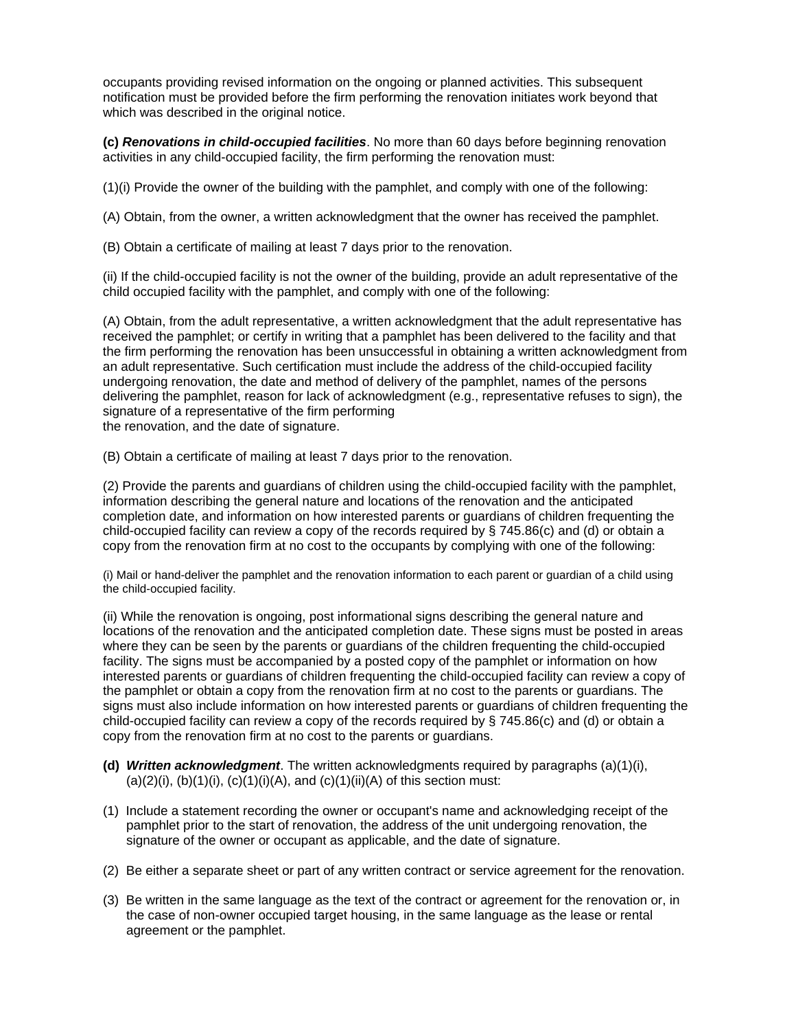occupants providing revised information on the ongoing or planned activities. This subsequent notification must be provided before the firm performing the renovation initiates work beyond that which was described in the original notice.

**(c)** ***Renovations in child-occupied facilities***. No more than 60 days before beginning renovation activities in any child-occupied facility, the firm performing the renovation must:

(1)(i) Provide the owner of the building with the pamphlet, and comply with one of the following:

(A) Obtain, from the owner, a written acknowledgment that the owner has received the pamphlet.

(B) Obtain a certificate of mailing at least 7 days prior to the renovation.

(ii) If the child-occupied facility is not the owner of the building, provide an adult representative of the child occupied facility with the pamphlet, and comply with one of the following:

(A) Obtain, from the adult representative, a written acknowledgment that the adult representative has received the pamphlet; or certify in writing that a pamphlet has been delivered to the facility and that the firm performing the renovation has been unsuccessful in obtaining a written acknowledgment from an adult representative. Such certification must include the address of the child-occupied facility undergoing renovation, the date and method of delivery of the pamphlet, names of the persons delivering the pamphlet, reason for lack of acknowledgment (e.g., representative refuses to sign), the signature of a representative of the firm performing the renovation, and the date of signature.

(B) Obtain a certificate of mailing at least 7 days prior to the renovation.

(2) Provide the parents and guardians of children using the child-occupied facility with the pamphlet, information describing the general nature and locations of the renovation and the anticipated completion date, and information on how interested parents or guardians of children frequenting the child-occupied facility can review a copy of the records required by § 745.86(c) and (d) or obtain a copy from the renovation firm at no cost to the occupants by complying with one of the following:

(i) Mail or hand-deliver the pamphlet and the renovation information to each parent or guardian of a child using the child-occupied facility.

(ii) While the renovation is ongoing, post informational signs describing the general nature and locations of the renovation and the anticipated completion date. These signs must be posted in areas where they can be seen by the parents or guardians of the children frequenting the child-occupied facility. The signs must be accompanied by a posted copy of the pamphlet or information on how interested parents or guardians of children frequenting the child-occupied facility can review a copy of the pamphlet or obtain a copy from the renovation firm at no cost to the parents or guardians. The signs must also include information on how interested parents or guardians of children frequenting the child-occupied facility can review a copy of the records required by § 745.86(c) and (d) or obtain a copy from the renovation firm at no cost to the parents or guardians.

**(d)** ***Written acknowledgment***. The written acknowledgments required by paragraphs (a)(1)(i), (a)(2)(i), (b)(1)(i), (c)(1)(i)(A), and (c)(1)(ii)(A) of this section must:

(1) Include a statement recording the owner or occupant's name and acknowledging receipt of the pamphlet prior to the start of renovation, the address of the unit undergoing renovation, the signature of the owner or occupant as applicable, and the date of signature.

(2) Be either a separate sheet or part of any written contract or service agreement for the renovation.

(3) Be written in the same language as the text of the contract or agreement for the renovation or, in the case of non-owner occupied target housing, in the same language as the lease or rental agreement or the pamphlet.